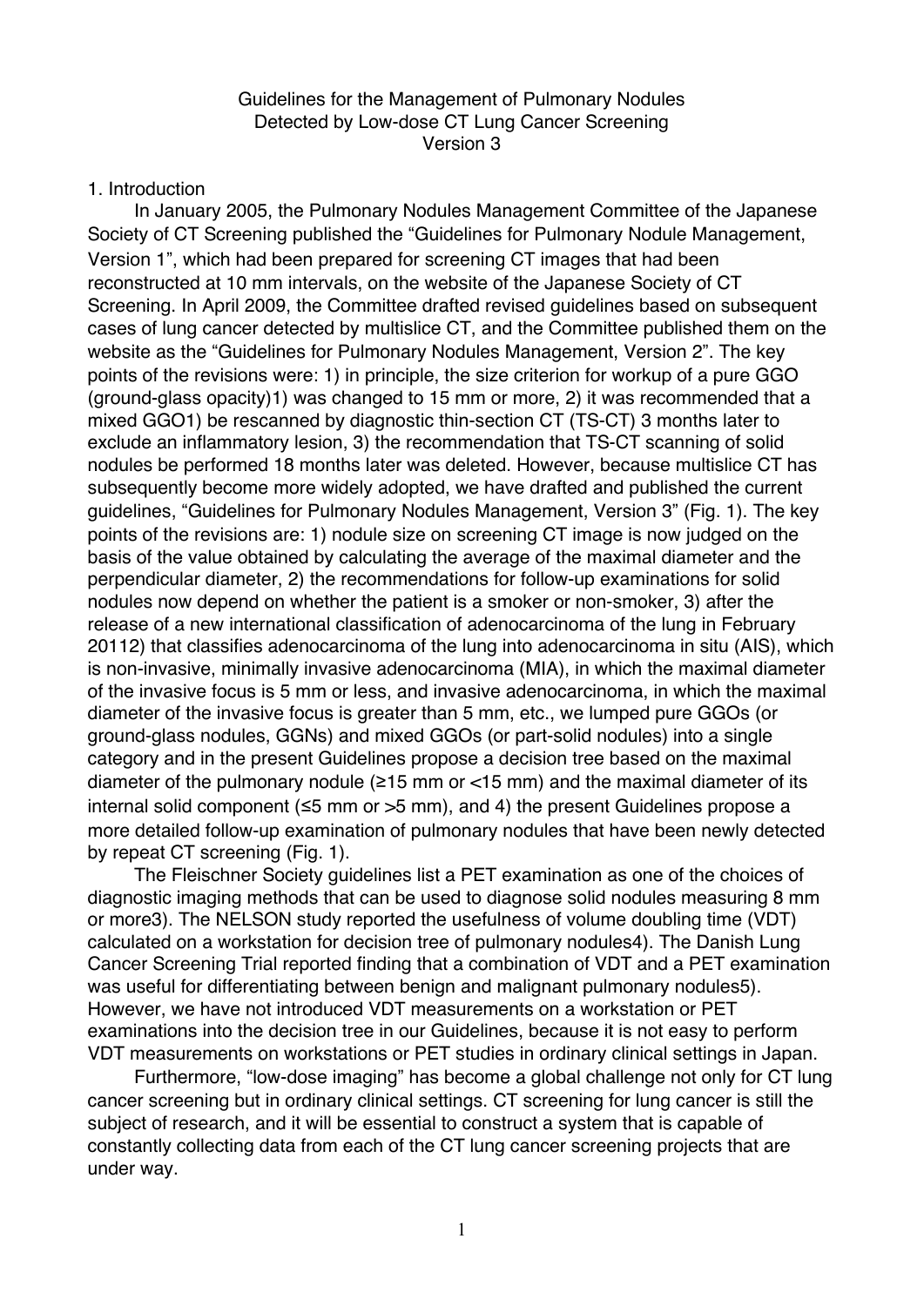# Guidelines for the Management of Pulmonary Nodules Detected by Low-dose CT Lung Cancer Screening Version 3

## 1. Introduction

In January 2005, the Pulmonary Nodules Management Committee of the Japanese Society of CT Screening published the "Guidelines for Pulmonary Nodule Management, Version 1", which had been prepared for screening CT images that had been reconstructed at 10 mm intervals, on the website of the Japanese Society of CT Screening. In April 2009, the Committee drafted revised guidelines based on subsequent cases of lung cancer detected by multislice CT, and the Committee published them on the website as the "Guidelines for Pulmonary Nodules Management, Version 2". The key points of the revisions were: 1) in principle, the size criterion for workup of a pure GGO (ground-glass opacity)[1] was changed to 15 mm or more, 2) it was recommended that a mixed GGO[1] be rescanned by diagnostic thin-section CT (TS-CT) 3 months later to exclude an inflammatory lesion, 3) the recommendation that TS-CT scanning of solid nodules be performed 18 months later was deleted. However, because multislice CT has subsequently become more widely adopted, we have drafted and published the current guidelines, "Guidelines for Pulmonary Nodules Management, Version 3" (Fig. 1). The key points of the revisions are: 1) nodule size on screening CT image is now judged on the basis of the value obtained by calculating the average of the maximal diameter and the perpendicular diameter, 2) the recommendations for follow-up examinations for solid nodules now depend on whether the patient is a smoker or non-smoker, 3) after the release of a new international classification of adenocarcinoma of the lung in February 2011[2] that classifies adenocarcinoma of the lung into adenocarcinoma in situ (AIS), which is non-invasive, minimally invasive adenocarcinoma (MIA), in which the maximal diameter of the invasive focus is 5 mm or less, and invasive adenocarcinoma, in which the maximal diameter of the invasive focus is greater than 5 mm, etc., we lumped pure GGOs (or ground-glass nodules, GGNs) and mixed GGOs (or part-solid nodules) into a single category and in the present Guidelines propose a decision tree based on the maximal diameter of the pulmonary nodule (≥15 mm or <15 mm) and the maximal diameter of its internal solid component (≤5 mm or >5 mm), and 4) the present Guidelines propose a more detailed follow-up examination of pulmonary nodules that have been newly detected by repeat CT screening (Fig. 1).

The Fleischner Society guidelines list a PET examination as one of the choices of diagnostic imaging methods that can be used to diagnose solid nodules measuring 8 mm or more[3]. The NELSON study reported the usefulness of volume doubling time (VDT) calculated on a workstation for decision tree of pulmonary nodules[4]. The Danish Lung Cancer Screening Trial reported finding that a combination of VDT and a PET examination was useful for differentiating between benign and malignant pulmonary nodules[5]. However, we have not introduced VDT measurements on a workstation or PET examinations into the decision tree in our Guidelines, because it is not easy to perform VDT measurements on workstations or PET studies in ordinary clinical settings in Japan.

Furthermore, "low-dose imaging" has become a global challenge not only for CT lung cancer screening but in ordinary clinical settings. CT screening for lung cancer is still the subject of research, and it will be essential to construct a system that is capable of constantly collecting data from each of the CT lung cancer screening projects that are under way.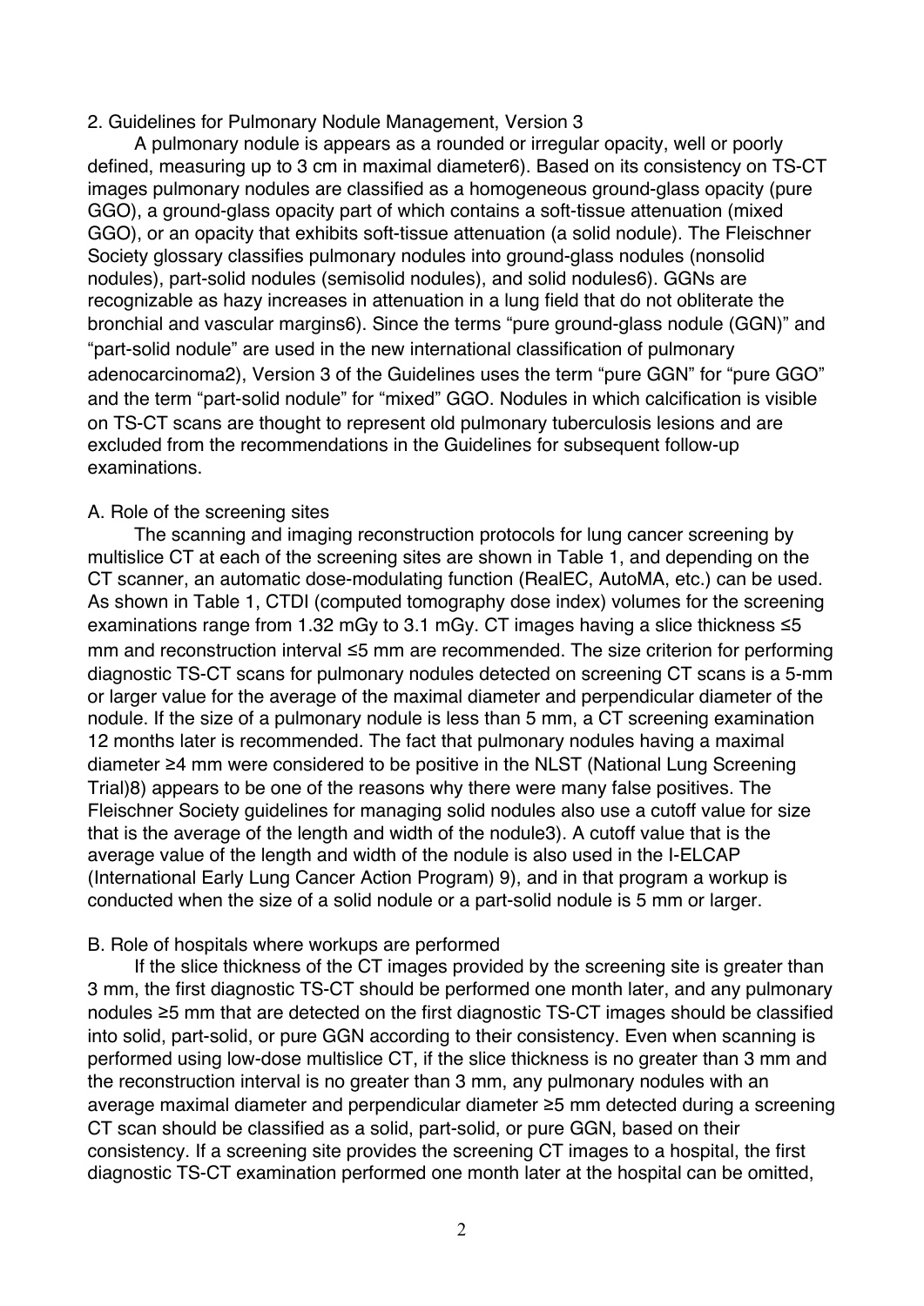## 2. Guidelines for Pulmonary Nodule Management, Version 3

A pulmonary nodule is appears as a rounded or irregular opacity, well or poorly defined, measuring up to 3 cm in maximal diameter6). Based on its consistency on TS-CT images pulmonary nodules are classified as a homogeneous ground-glass opacity (pure GGO), a ground-glass opacity part of which contains a soft-tissue attenuation (mixed GGO), or an opacity that exhibits soft-tissue attenuation (a solid nodule). The Fleischner Society glossary classifies pulmonary nodules into ground-glass nodules (nonsolid nodules), part-solid nodules (semisolid nodules), and solid nodules6). GGNs are recognizable as hazy increases in attenuation in a lung field that do not obliterate the bronchial and vascular margins6). Since the terms "pure ground-glass nodule (GGN)" and "part-solid nodule" are used in the new international classification of pulmonary adenocarcinoma2), Version 3 of the Guidelines uses the term "pure GGN" for "pure GGO" and the term "part-solid nodule" for "mixed" GGO. Nodules in which calcification is visible on TS-CT scans are thought to represent old pulmonary tuberculosis lesions and are excluded from the recommendations in the Guidelines for subsequent follow-up examinations.

### A. Role of the screening sites

The scanning and imaging reconstruction protocols for lung cancer screening by multislice CT at each of the screening sites are shown in Table 1, and depending on the CT scanner, an automatic dose-modulating function (RealEC, AutoMA, etc.) can be used. As shown in Table 1, CTDI (computed tomography dose index) volumes for the screening examinations range from 1.32 mGy to 3.1 mGy. CT images having a slice thickness ≤5 mm and reconstruction interval ≤5 mm are recommended. The size criterion for performing diagnostic TS-CT scans for pulmonary nodules detected on screening CT scans is a 5-mm or larger value for the average of the maximal diameter and perpendicular diameter of the nodule. If the size of a pulmonary nodule is less than 5 mm, a CT screening examination 12 months later is recommended. The fact that pulmonary nodules having a maximal diameter ≥4 mm were considered to be positive in the NLST (National Lung Screening Trial)8) appears to be one of the reasons why there were many false positives. The Fleischner Society guidelines for managing solid nodules also use a cutoff value for size that is the average of the length and width of the nodule3). A cutoff value that is the average value of the length and width of the nodule is also used in the I-ELCAP (International Early Lung Cancer Action Program) 9), and in that program a workup is conducted when the size of a solid nodule or a part-solid nodule is 5 mm or larger.

### B. Role of hospitals where workups are performed

If the slice thickness of the CT images provided by the screening site is greater than 3 mm, the first diagnostic TS-CT should be performed one month later, and any pulmonary nodules ≥5 mm that are detected on the first diagnostic TS-CT images should be classified into solid, part-solid, or pure GGN according to their consistency. Even when scanning is performed using low-dose multislice CT, if the slice thickness is no greater than 3 mm and the reconstruction interval is no greater than 3 mm, any pulmonary nodules with an average maximal diameter and perpendicular diameter ≥5 mm detected during a screening CT scan should be classified as a solid, part-solid, or pure GGN, based on their consistency. If a screening site provides the screening CT images to a hospital, the first diagnostic TS-CT examination performed one month later at the hospital can be omitted,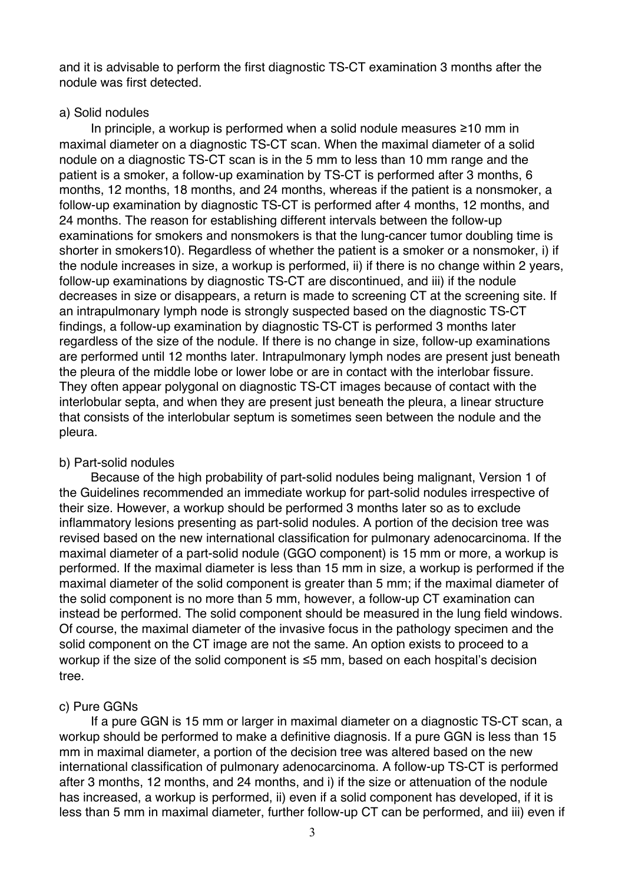and it is advisable to perform the first diagnostic TS-CT examination 3 months after the nodule was first detected.

a) Solid nodules

In principle, a workup is performed when a solid nodule measures ≥10 mm in maximal diameter on a diagnostic TS-CT scan. When the maximal diameter of a solid nodule on a diagnostic TS-CT scan is in the 5 mm to less than 10 mm range and the patient is a smoker, a follow-up examination by TS-CT is performed after 3 months, 6 months, 12 months, 18 months, and 24 months, whereas if the patient is a nonsmoker, a follow-up examination by diagnostic TS-CT is performed after 4 months, 12 months, and 24 months. The reason for establishing different intervals between the follow-up examinations for smokers and nonsmokers is that the lung-cancer tumor doubling time is shorter in smokers[10]). Regardless of whether the patient is a smoker or a nonsmoker, i) if the nodule increases in size, a workup is performed, ii) if there is no change within 2 years, follow-up examinations by diagnostic TS-CT are discontinued, and iii) if the nodule decreases in size or disappears, a return is made to screening CT at the screening site. If an intrapulmonary lymph node is strongly suspected based on the diagnostic TS-CT findings, a follow-up examination by diagnostic TS-CT is performed 3 months later regardless of the size of the nodule. If there is no change in size, follow-up examinations are performed until 12 months later. Intrapulmonary lymph nodes are present just beneath the pleura of the middle lobe or lower lobe or are in contact with the interlobar fissure. They often appear polygonal on diagnostic TS-CT images because of contact with the interlobular septa, and when they are present just beneath the pleura, a linear structure that consists of the interlobular septum is sometimes seen between the nodule and the pleura.

b) Part-solid nodules

Because of the high probability of part-solid nodules being malignant, Version 1 of the Guidelines recommended an immediate workup for part-solid nodules irrespective of their size. However, a workup should be performed 3 months later so as to exclude inflammatory lesions presenting as part-solid nodules. A portion of the decision tree was revised based on the new international classification for pulmonary adenocarcinoma. If the maximal diameter of a part-solid nodule (GGO component) is 15 mm or more, a workup is performed. If the maximal diameter is less than 15 mm in size, a workup is performed if the maximal diameter of the solid component is greater than 5 mm; if the maximal diameter of the solid component is no more than 5 mm, however, a follow-up CT examination can instead be performed. The solid component should be measured in the lung field windows. Of course, the maximal diameter of the invasive focus in the pathology specimen and the solid component on the CT image are not the same. An option exists to proceed to a workup if the size of the solid component is ≤5 mm, based on each hospital's decision tree.

c) Pure GGNs

If a pure GGN is 15 mm or larger in maximal diameter on a diagnostic TS-CT scan, a workup should be performed to make a definitive diagnosis. If a pure GGN is less than 15 mm in maximal diameter, a portion of the decision tree was altered based on the new international classification of pulmonary adenocarcinoma. A follow-up TS-CT is performed after 3 months, 12 months, and 24 months, and i) if the size or attenuation of the nodule has increased, a workup is performed, ii) even if a solid component has developed, if it is less than 5 mm in maximal diameter, further follow-up CT can be performed, and iii) even if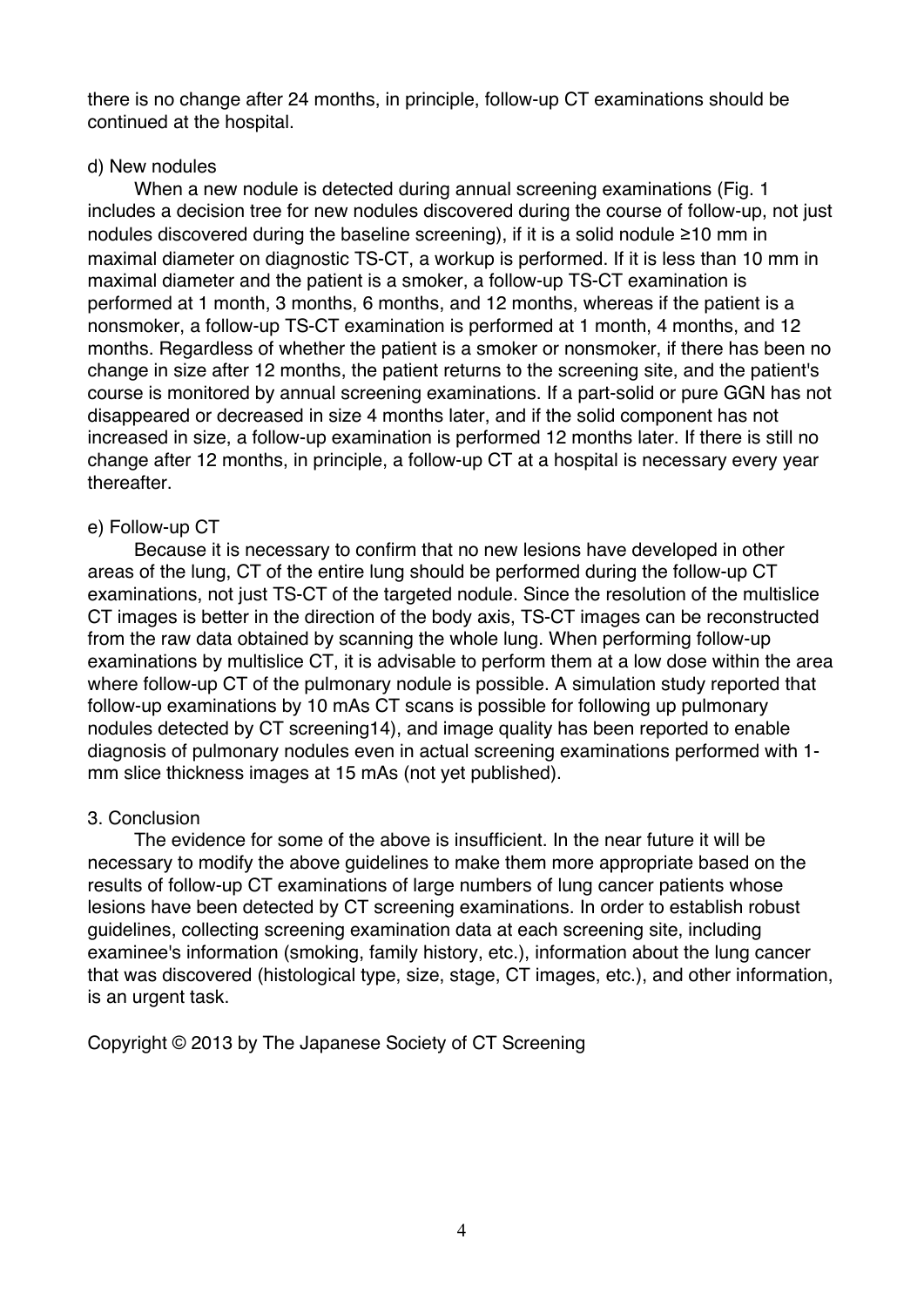there is no change after 24 months, in principle, follow-up CT examinations should be continued at the hospital.

d) New nodules

When a new nodule is detected during annual screening examinations (Fig. 1 includes a decision tree for new nodules discovered during the course of follow-up, not just nodules discovered during the baseline screening), if it is a solid nodule ≥10 mm in maximal diameter on diagnostic TS-CT, a workup is performed. If it is less than 10 mm in maximal diameter and the patient is a smoker, a follow-up TS-CT examination is performed at 1 month, 3 months, 6 months, and 12 months, whereas if the patient is a nonsmoker, a follow-up TS-CT examination is performed at 1 month, 4 months, and 12 months. Regardless of whether the patient is a smoker or nonsmoker, if there has been no change in size after 12 months, the patient returns to the screening site, and the patient's course is monitored by annual screening examinations. If a part-solid or pure GGN has not disappeared or decreased in size 4 months later, and if the solid component has not increased in size, a follow-up examination is performed 12 months later. If there is still no change after 12 months, in principle, a follow-up CT at a hospital is necessary every year thereafter.

e) Follow-up CT

Because it is necessary to confirm that no new lesions have developed in other areas of the lung, CT of the entire lung should be performed during the follow-up CT examinations, not just TS-CT of the targeted nodule. Since the resolution of the multislice CT images is better in the direction of the body axis, TS-CT images can be reconstructed from the raw data obtained by scanning the whole lung. When performing follow-up examinations by multislice CT, it is advisable to perform them at a low dose within the area where follow-up CT of the pulmonary nodule is possible. A simulation study reported that follow-up examinations by 10 mAs CT scans is possible for following up pulmonary nodules detected by CT screening[14], and image quality has been reported to enable diagnosis of pulmonary nodules even in actual screening examinations performed with 1-mm slice thickness images at 15 mAs (not yet published).

3. Conclusion

The evidence for some of the above is insufficient. In the near future it will be necessary to modify the above guidelines to make them more appropriate based on the results of follow-up CT examinations of large numbers of lung cancer patients whose lesions have been detected by CT screening examinations. In order to establish robust guidelines, collecting screening examination data at each screening site, including examinee's information (smoking, family history, etc.), information about the lung cancer that was discovered (histological type, size, stage, CT images, etc.), and other information, is an urgent task.

Copyright © 2013 by The Japanese Society of CT Screening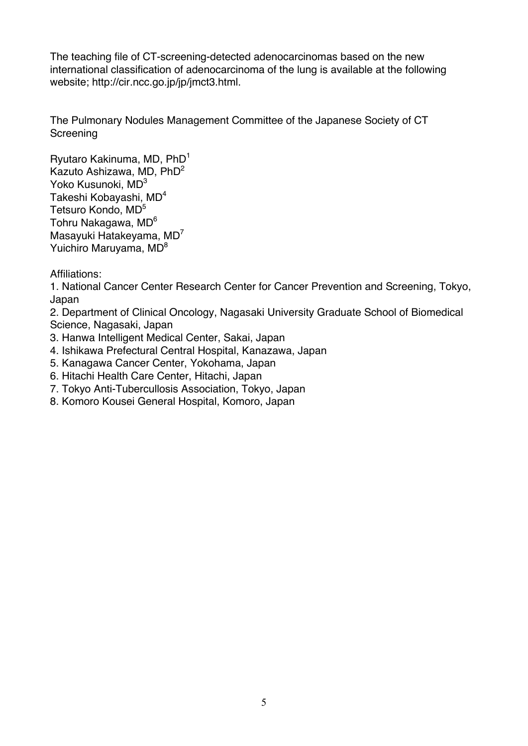The teaching file of CT-screening-detected adenocarcinomas based on the new international classification of adenocarcinoma of the lung is available at the following website; http://cir.ncc.go.jp/jp/jmct3.html.

The Pulmonary Nodules Management Committee of the Japanese Society of CT Screening

Ryutaro Kakinuma, MD, PhD[1]
Kazuto Ashizawa, MD, PhD[2]
Yoko Kusunoki, MD[3]
Takeshi Kobayashi, MD[4]
Tetsuro Kondo, MD[5]
Tohru Nakagawa, MD[6]
Masayuki Hatakeyama, MD[7]
Yuichiro Maruyama, MD[8]

Affiliations:

1. National Cancer Center Research Center for Cancer Prevention and Screening, Tokyo, Japan
2. Department of Clinical Oncology, Nagasaki University Graduate School of Biomedical Science, Nagasaki, Japan
3. Hanwa Intelligent Medical Center, Sakai, Japan
4. Ishikawa Prefectural Central Hospital, Kanazawa, Japan
5. Kanagawa Cancer Center, Yokohama, Japan
6. Hitachi Health Care Center, Hitachi, Japan
7. Tokyo Anti-Tubercullosis Association, Tokyo, Japan
8. Komoro Kousei General Hospital, Komoro, Japan